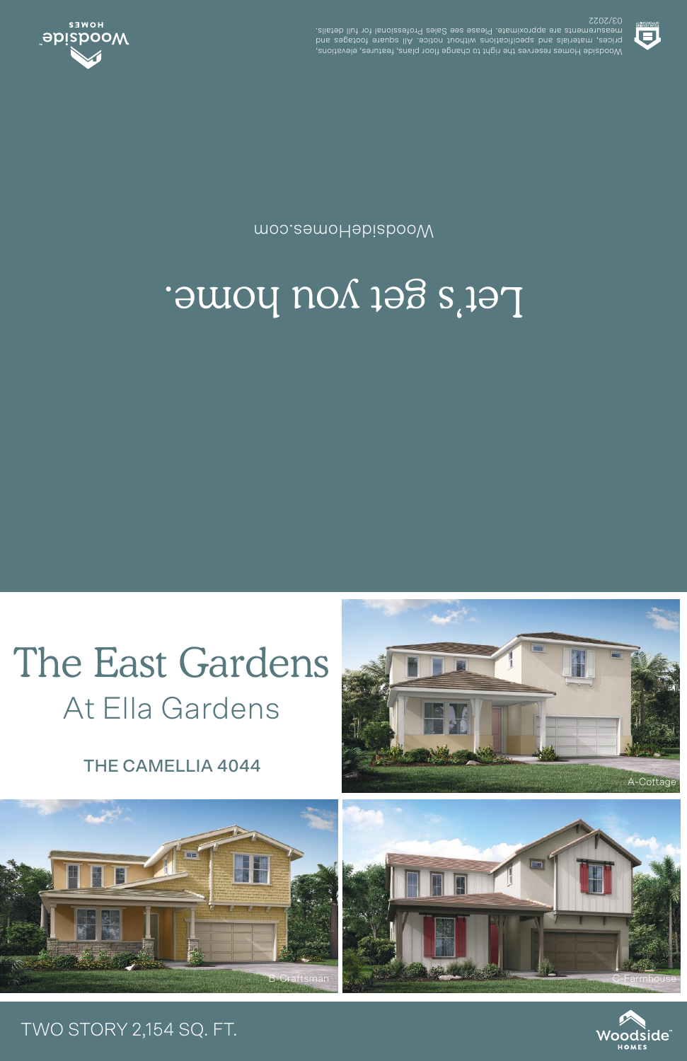Woodside HOMES

Woodside Homes reserves the right to change floor plans, features, elevations, prices, materials and specifications without notice. All square footages and measurements are approximate. Please see Sales Professional for full details. 03/2022

WoodsideHomes.com

# Let's get you home.

# The East Gardens

## At Ella Gardens

### THE CAMELLIA 4044

A-Cottage

B-Craftsman

C-Farmhouse

TWO STORY 2,154 SQ. FT.

Woodside HOMES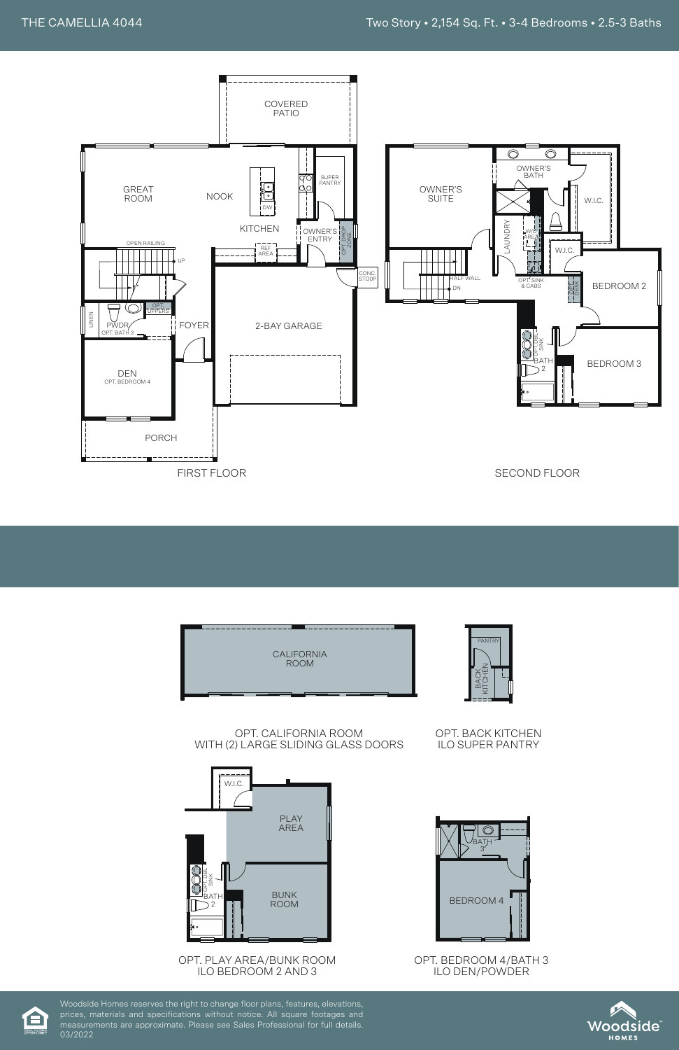# THE CAMELLIA 4044

Two Story • 2,154 Sq. Ft. • 3-4 Bedrooms • 2.5-3 Baths

COVERED PATIO

GREAT ROOM

NOOK

KITCHEN

DW

SUPER PANTRY

OWNER'S ENTRY

OPT. DROP ZONE

REF AREA

OPEN RAILING

UP

CONC. STOOP

LINEN

PWDR/ OPT. BATH 3

OPT. UPPERS

FOYER

2-BAY GARAGE

DEN OPT. BEDROOM 4

PORCH

FIRST FLOOR

OWNER'S SUITE

OWNER'S BATH

W.I.C.

LAUNDRY

W/D AREA

W.I.C.

HALF WALL

DN

OPT. SINK & CABS

OPT. DESK

BEDROOM 2

OPT. DBL. SINK

BATH 2

BEDROOM 3

SECOND FLOOR

CALIFORNIA ROOM

OPT. CALIFORNIA ROOM WITH (2) LARGE SLIDING GLASS DOORS

PANTRY

BACK KITCHEN

OPT. BACK KITCHEN ILO SUPER PANTRY

W.I.C.

PLAY AREA

OPT. DBL. SINK

BATH 2

BUNK ROOM

OPT. PLAY AREA/BUNK ROOM ILO BEDROOM 2 AND 3

BATH 3

BEDROOM 4

OPT. BEDROOM 4/BATH 3 ILO DEN/POWDER

Woodside Homes reserves the right to change floor plans, features, elevations, prices, materials and specifications without notice. All square footages and measurements are approximate. Please see Sales Professional for full details. 03/2022

Woodside HOMES